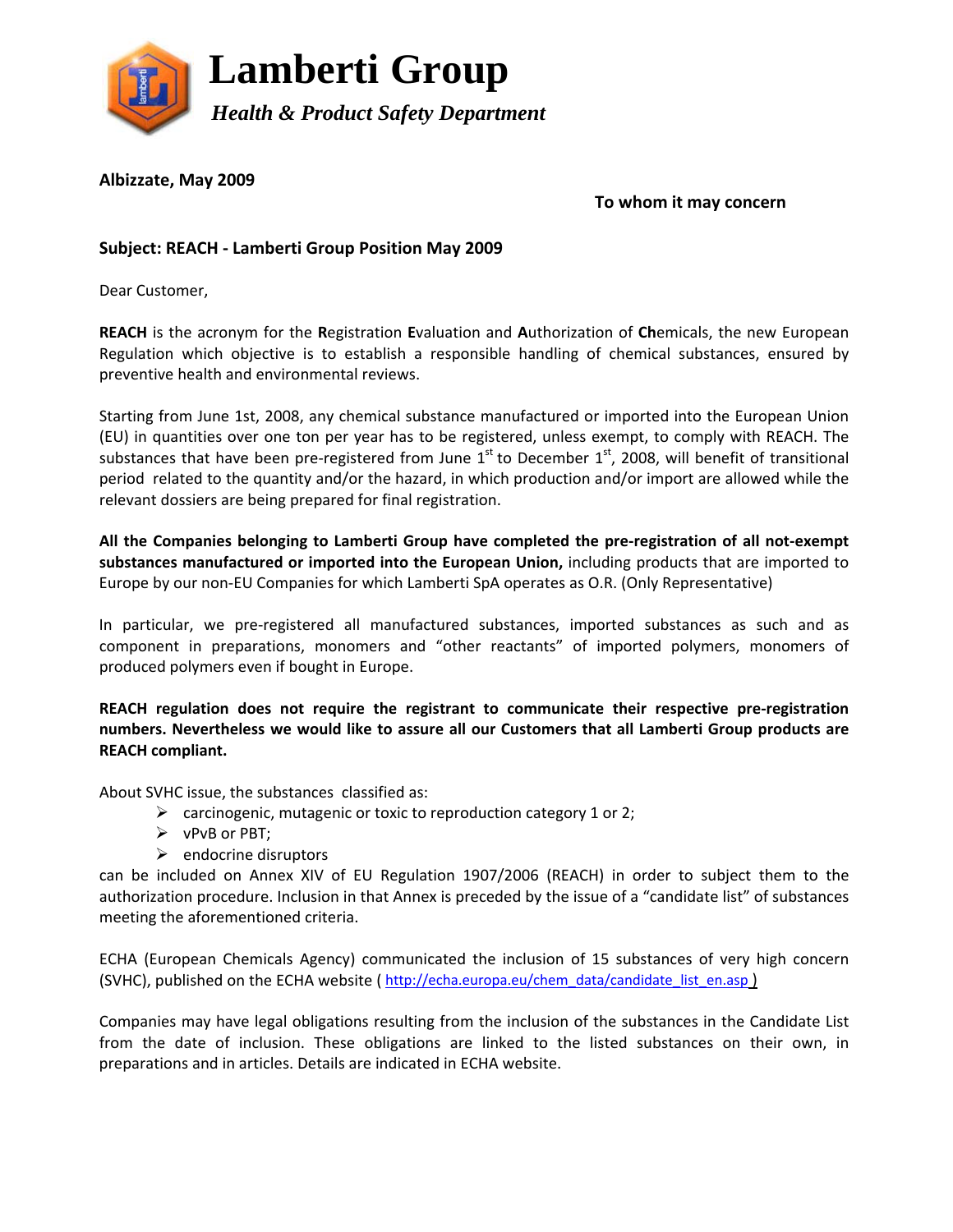# Lamberti Group

*Health & Product Safety Department*

**Albizzate, May 2009**

**To whom it may concern**

**Subject: REACH - Lamberti Group Position May 2009**

Dear Customer,

**REACH** is the acronym for the **R**egistration **E**valuation and **A**uthorization of **Ch**emicals, the new European Regulation which objective is to establish a responsible handling of chemical substances, ensured by preventive health and environmental reviews.

Starting from June 1st, 2008, any chemical substance manufactured or imported into the European Union (EU) in quantities over one ton per year has to be registered, unless exempt, to comply with REACH. The substances that have been pre-registered from June 1st to December 1st, 2008, will benefit of transitional period related to the quantity and/or the hazard, in which production and/or import are allowed while the relevant dossiers are being prepared for final registration.

**All the Companies belonging to Lamberti Group have completed the pre-registration of all not-exempt substances manufactured or imported into the European Union,** including products that are imported to Europe by our non-EU Companies for which Lamberti SpA operates as O.R. (Only Representative)

In particular, we pre-registered all manufactured substances, imported substances as such and as component in preparations, monomers and "other reactants" of imported polymers, monomers of produced polymers even if bought in Europe.

**REACH regulation does not require the registrant to communicate their respective pre-registration numbers. Nevertheless we would like to assure all our Customers that all Lamberti Group products are REACH compliant.**

About SVHC issue, the substances classified as:

- carcinogenic, mutagenic or toxic to reproduction category 1 or 2;
- vPvB or PBT;
- endocrine disruptors

can be included on Annex XIV of EU Regulation 1907/2006 (REACH) in order to subject them to the authorization procedure. Inclusion in that Annex is preceded by the issue of a "candidate list" of substances meeting the aforementioned criteria.

ECHA (European Chemicals Agency) communicated the inclusion of 15 substances of very high concern (SVHC), published on the ECHA website ( http://echa.europa.eu/chem_data/candidate_list_en.asp )

Companies may have legal obligations resulting from the inclusion of the substances in the Candidate List from the date of inclusion. These obligations are linked to the listed substances on their own, in preparations and in articles. Details are indicated in ECHA website.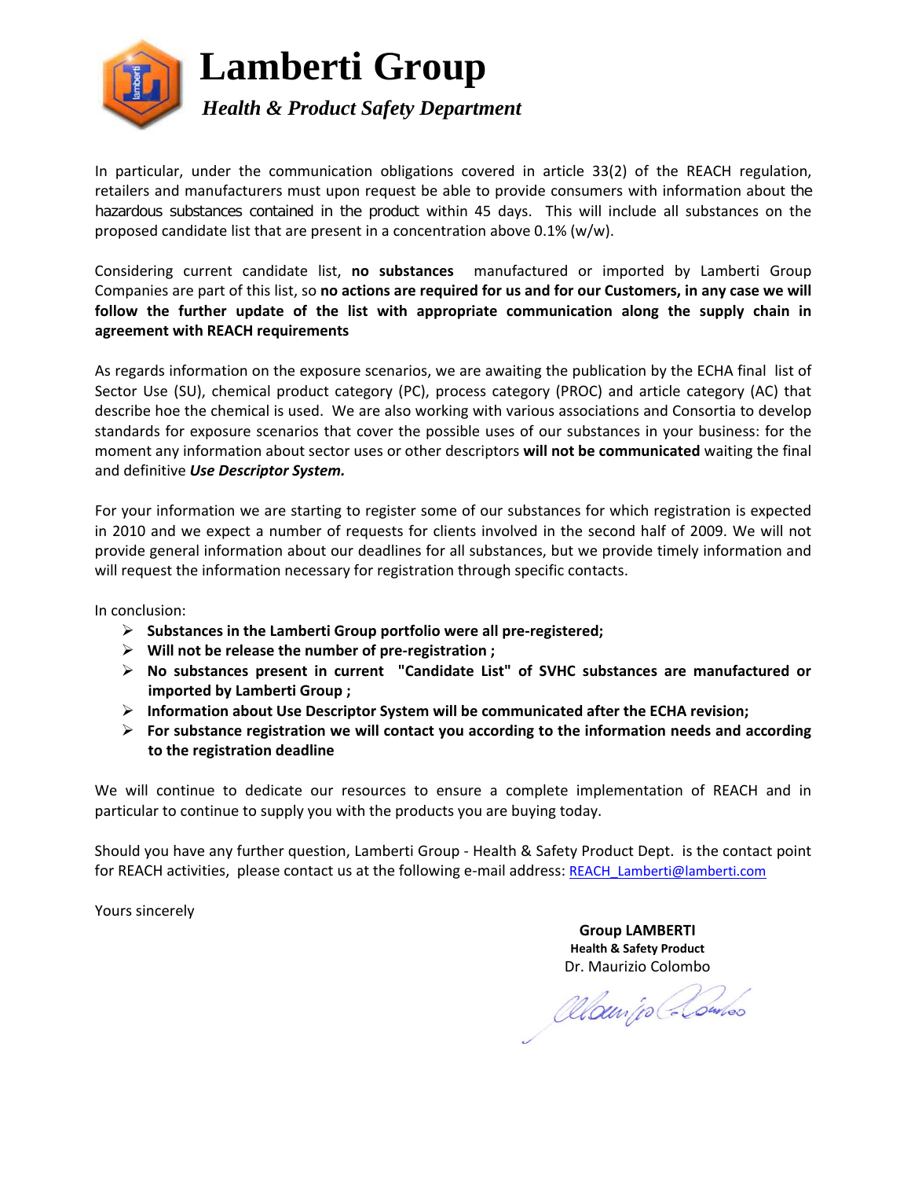# Lamberti Group

***Health & Product Safety Department***

In particular, under the communication obligations covered in article 33(2) of the REACH regulation, retailers and manufacturers must upon request be able to provide consumers with information about the hazardous substances contained in the product within 45 days. This will include all substances on the proposed candidate list that are present in a concentration above 0.1% (w/w).

Considering current candidate list, **no substances** manufactured or imported by Lamberti Group Companies are part of this list, so **no actions are required for us and for our Customers, in any case we will follow the further update of the list with appropriate communication along the supply chain in agreement with REACH requirements**

As regards information on the exposure scenarios, we are awaiting the publication by the ECHA final list of Sector Use (SU), chemical product category (PC), process category (PROC) and article category (AC) that describe hoe the chemical is used. We are also working with various associations and Consortia to develop standards for exposure scenarios that cover the possible uses of our substances in your business: for the moment any information about sector uses or other descriptors **will not be communicated** waiting the final and definitive ***Use Descriptor System.***

For your information we are starting to register some of our substances for which registration is expected in 2010 and we expect a number of requests for clients involved in the second half of 2009. We will not provide general information about our deadlines for all substances, but we provide timely information and will request the information necessary for registration through specific contacts.

In conclusion:

- **Substances in the Lamberti Group portfolio were all pre-registered;**
- **Will not be release the number of pre-registration ;**
- **No substances present in current "Candidate List" of SVHC substances are manufactured or imported by Lamberti Group ;**
- **Information about Use Descriptor System will be communicated after the ECHA revision;**
- **For substance registration we will contact you according to the information needs and according to the registration deadline**

We will continue to dedicate our resources to ensure a complete implementation of REACH and in particular to continue to supply you with the products you are buying today.

Should you have any further question, Lamberti Group - Health & Safety Product Dept. is the contact point for REACH activities, please contact us at the following e-mail address: REACH_Lamberti@lamberti.com

Yours sincerely

**Group LAMBERTI**
**Health & Safety Product**
Dr. Maurizio Colombo